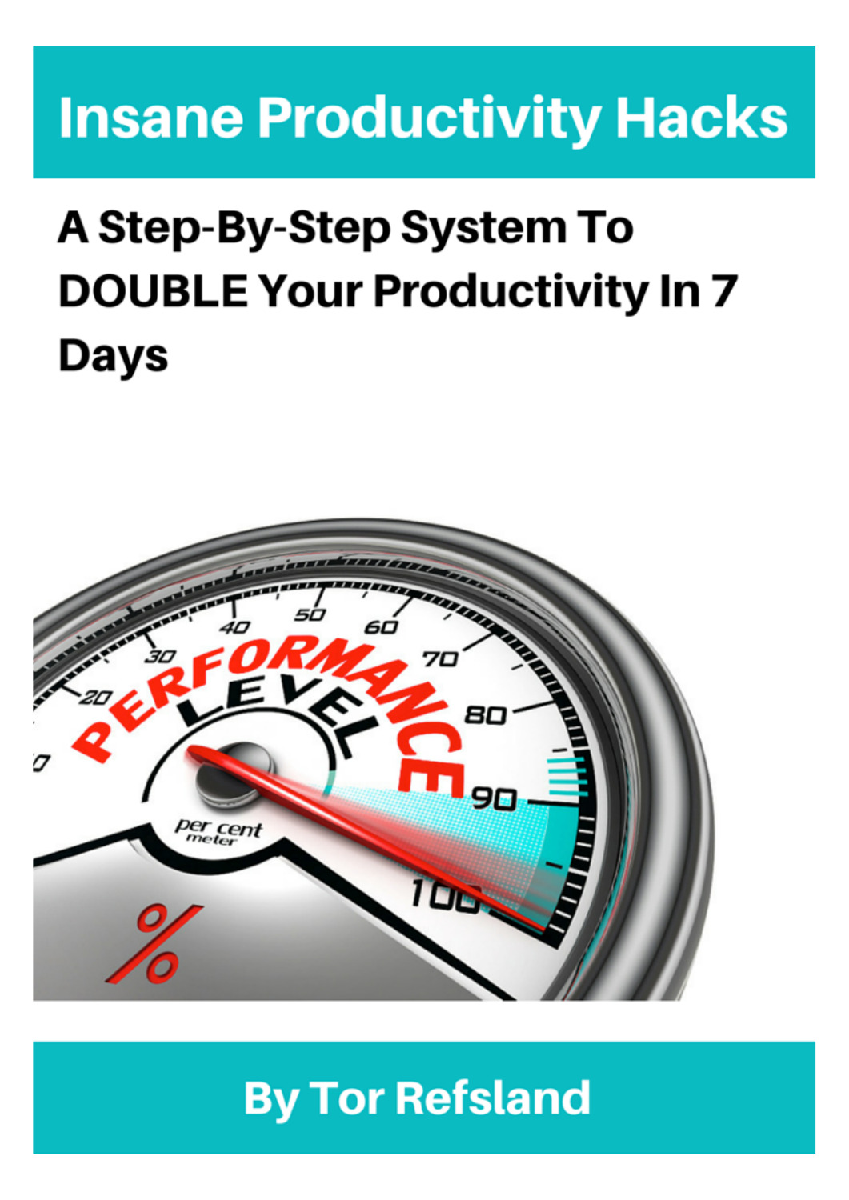# Insane Productivity Hacks

## A Step-By-Step System To DOUBLE Your Productivity In 7 Days

By Tor Refsland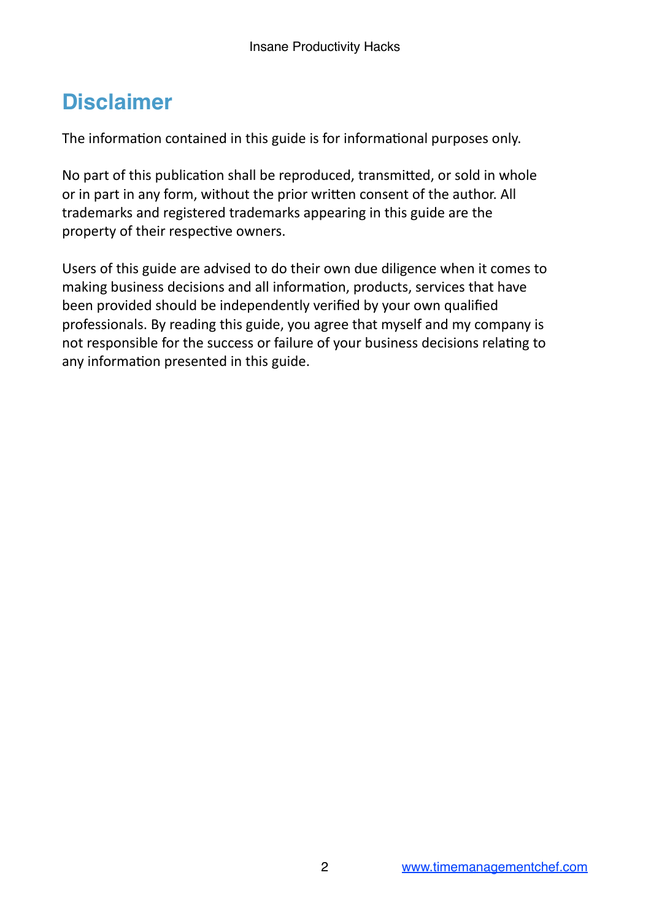# Disclaimer

The information contained in this guide is for informational purposes only.

No part of this publication shall be reproduced, transmitted, or sold in whole or in part in any form, without the prior written consent of the author. All trademarks and registered trademarks appearing in this guide are the property of their respective owners.

Users of this guide are advised to do their own due diligence when it comes to making business decisions and all information, products, services that have been provided should be independently verified by your own qualified professionals. By reading this guide, you agree that myself and my company is not responsible for the success or failure of your business decisions relating to any information presented in this guide.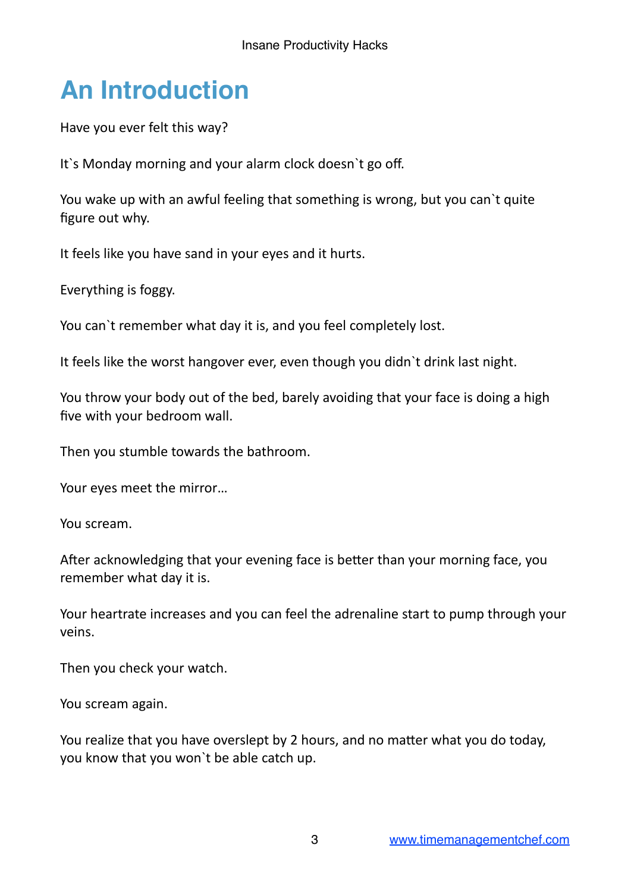# An Introduction

Have you ever felt this way?

It`s Monday morning and your alarm clock doesn`t go off.

You wake up with an awful feeling that something is wrong, but you can`t quite figure out why.

It feels like you have sand in your eyes and it hurts.

Everything is foggy.

You can`t remember what day it is, and you feel completely lost.

It feels like the worst hangover ever, even though you didn`t drink last night.

You throw your body out of the bed, barely avoiding that your face is doing a high five with your bedroom wall.

Then you stumble towards the bathroom.

Your eyes meet the mirror…

You scream.

After acknowledging that your evening face is better than your morning face, you remember what day it is.

Your heartrate increases and you can feel the adrenaline start to pump through your veins.

Then you check your watch.

You scream again.

You realize that you have overslept by 2 hours, and no matter what you do today, you know that you won`t be able catch up.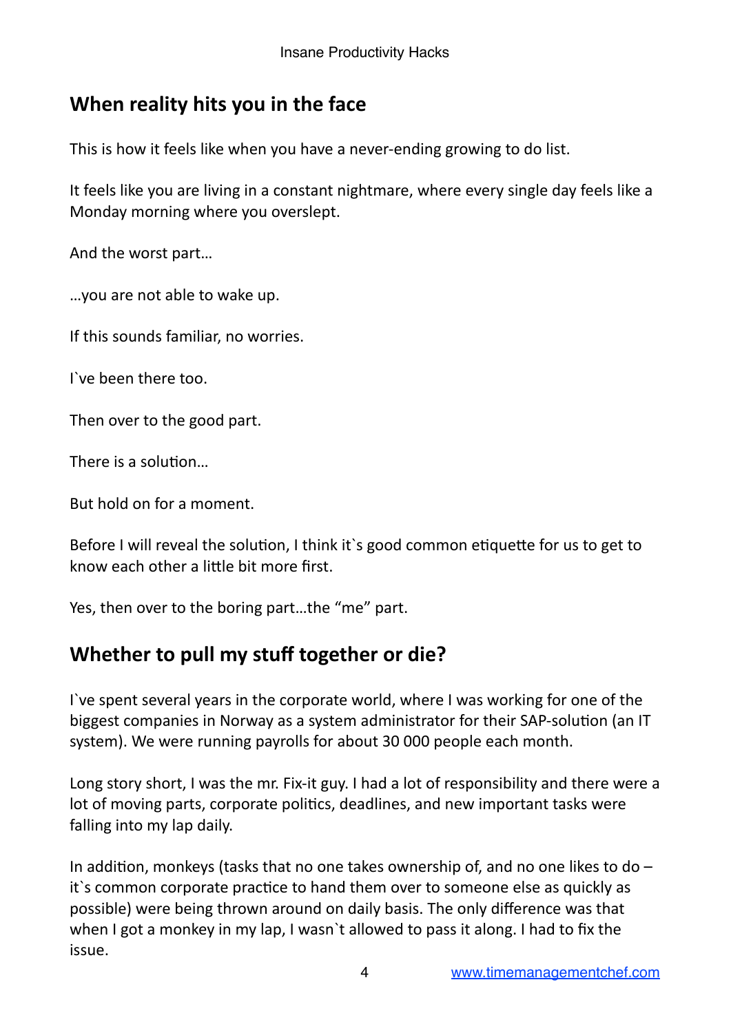## When reality hits you in the face

This is how it feels like when you have a never-ending growing to do list.

It feels like you are living in a constant nightmare, where every single day feels like a Monday morning where you overslept.

And the worst part…

…you are not able to wake up.

If this sounds familiar, no worries.

I`ve been there too.

Then over to the good part.

There is a solution…

But hold on for a moment.

Before I will reveal the solution, I think it`s good common etiquette for us to get to know each other a little bit more first.

Yes, then over to the boring part…the "me" part.

## Whether to pull my stuff together or die?

I`ve spent several years in the corporate world, where I was working for one of the biggest companies in Norway as a system administrator for their SAP-solution (an IT system). We were running payrolls for about 30 000 people each month.

Long story short, I was the mr. Fix-it guy. I had a lot of responsibility and there were a lot of moving parts, corporate politics, deadlines, and new important tasks were falling into my lap daily.

In addition, monkeys (tasks that no one takes ownership of, and no one likes to do – it`s common corporate practice to hand them over to someone else as quickly as possible) were being thrown around on daily basis. The only difference was that when I got a monkey in my lap, I wasn`t allowed to pass it along. I had to fix the issue.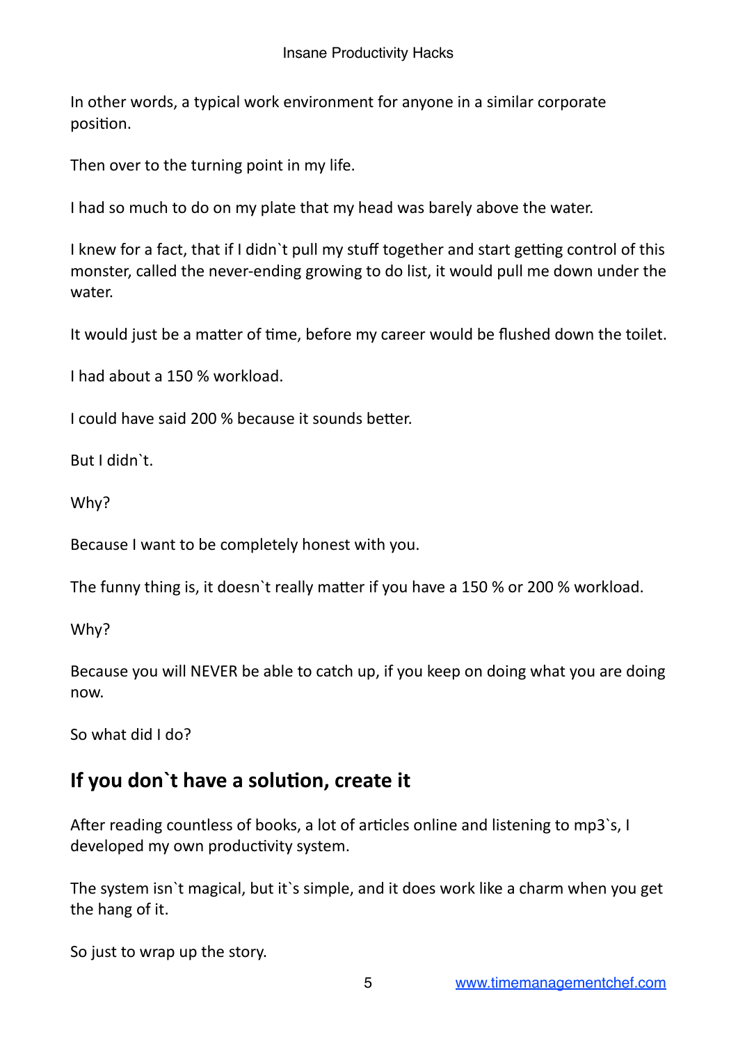In other words, a typical work environment for anyone in a similar corporate position.

Then over to the turning point in my life.

I had so much to do on my plate that my head was barely above the water.

I knew for a fact, that if I didn`t pull my stuff together and start getting control of this monster, called the never-ending growing to do list, it would pull me down under the water.

It would just be a matter of time, before my career would be flushed down the toilet.

I had about a 150 % workload.

I could have said 200 % because it sounds better.

But I didn`t.

Why?

Because I want to be completely honest with you.

The funny thing is, it doesn`t really matter if you have a 150 % or 200 % workload.

Why?

Because you will NEVER be able to catch up, if you keep on doing what you are doing now.

So what did I do?

## If you don`t have a solution, create it

After reading countless of books, a lot of articles online and listening to mp3`s, I developed my own productivity system.

The system isn`t magical, but it`s simple, and it does work like a charm when you get the hang of it.

So just to wrap up the story.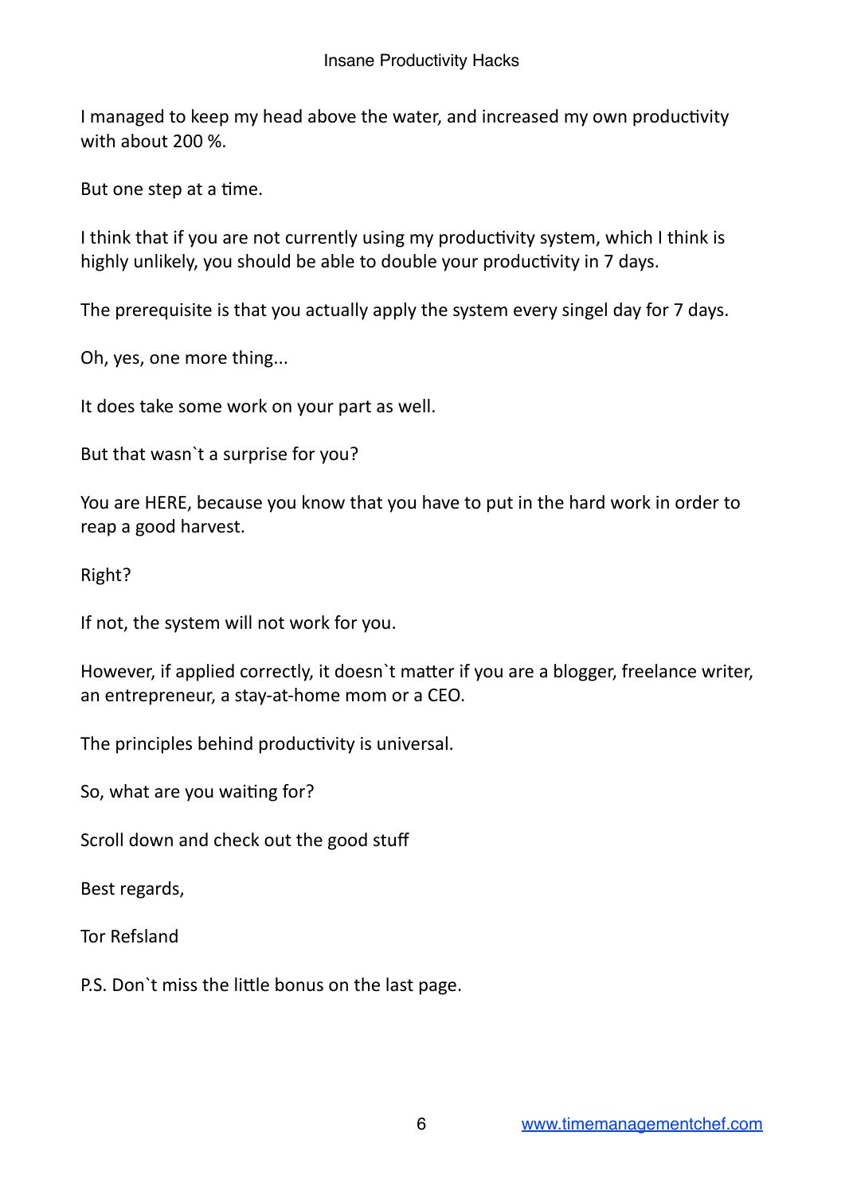I managed to keep my head above the water, and increased my own productivity with about 200 %.

But one step at a time.

I think that if you are not currently using my productivity system, which I think is highly unlikely, you should be able to double your productivity in 7 days.

The prerequisite is that you actually apply the system every singel day for 7 days.

Oh, yes, one more thing...

It does take some work on your part as well.

But that wasn`t a surprise for you?

You are HERE, because you know that you have to put in the hard work in order to reap a good harvest.

Right?

If not, the system will not work for you.

However, if applied correctly, it doesn`t matter if you are a blogger, freelance writer, an entrepreneur, a stay-at-home mom or a CEO.

The principles behind productivity is universal.

So, what are you waiting for?

Scroll down and check out the good stuff

Best regards,

Tor Refsland

P.S. Don`t miss the little bonus on the last page.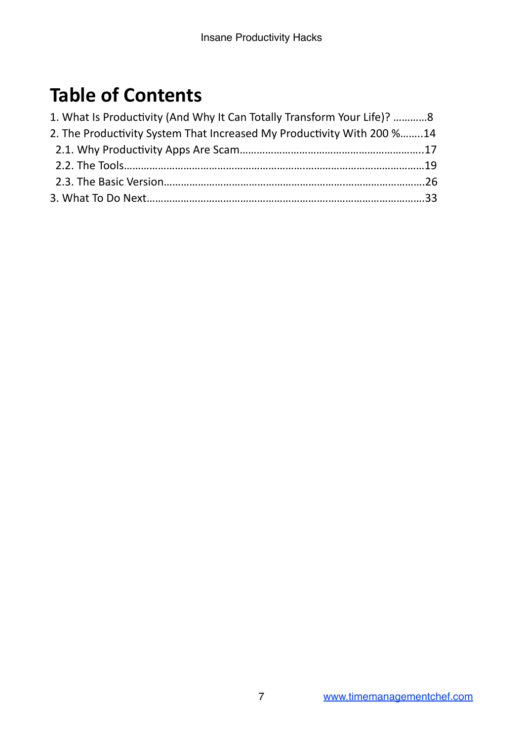# Table of Contents

1. What Is Productivity (And Why It Can Totally Transform Your Life)? …………8
2. The Productivity System That Increased My Productivity With 200 %……..14
   2.1. Why Productivity Apps Are Scam………………………………………………………..17
   2.2. The Tools…………………………………………………………………………………………..19
   2.3. The Basic Version…………………………………………………………………………….26
3. What To Do Next…………………………………………………………………………………….33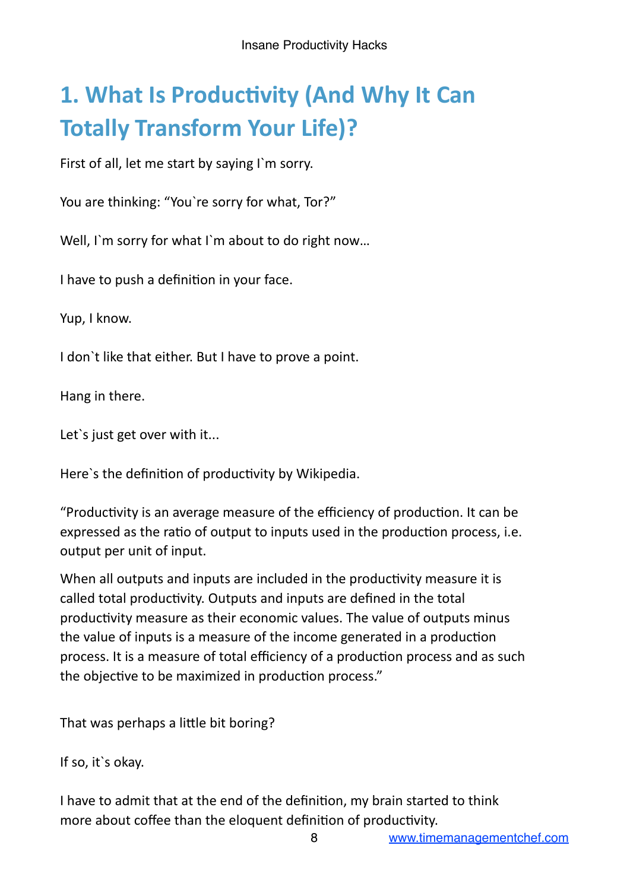# 1. What Is Productivity (And Why It Can Totally Transform Your Life)?

First of all, let me start by saying I`m sorry.

You are thinking: "You`re sorry for what, Tor?"

Well, I`m sorry for what I`m about to do right now…

I have to push a definition in your face.

Yup, I know.

I don`t like that either. But I have to prove a point.

Hang in there.

Let`s just get over with it...

Here`s the definition of productivity by Wikipedia.

"Productivity is an average measure of the efficiency of production. It can be expressed as the ratio of output to inputs used in the production process, i.e. output per unit of input.

When all outputs and inputs are included in the productivity measure it is called total productivity. Outputs and inputs are defined in the total productivity measure as their economic values. The value of outputs minus the value of inputs is a measure of the income generated in a production process. It is a measure of total efficiency of a production process and as such the objective to be maximized in production process."

That was perhaps a little bit boring?

If so, it`s okay.

I have to admit that at the end of the definition, my brain started to think more about coffee than the eloquent definition of productivity.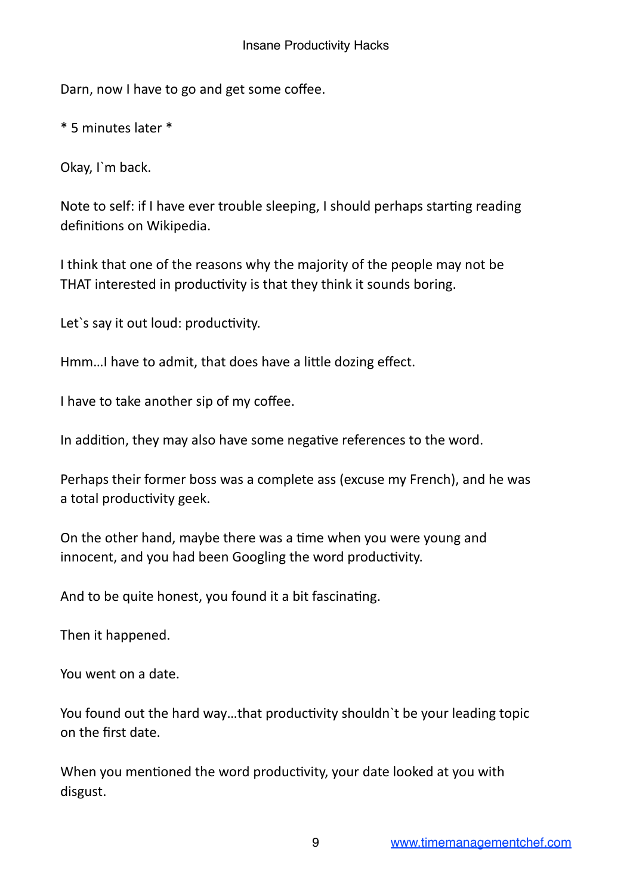Darn, now I have to go and get some coffee.

* 5 minutes later *

Okay, I`m back.

Note to self: if I have ever trouble sleeping, I should perhaps starting reading definitions on Wikipedia.

I think that one of the reasons why the majority of the people may not be THAT interested in productivity is that they think it sounds boring.

Let`s say it out loud: productivity.

Hmm…I have to admit, that does have a little dozing effect.

I have to take another sip of my coffee.

In addition, they may also have some negative references to the word.

Perhaps their former boss was a complete ass (excuse my French), and he was a total productivity geek.

On the other hand, maybe there was a time when you were young and innocent, and you had been Googling the word productivity.

And to be quite honest, you found it a bit fascinating.

Then it happened.

You went on a date.

You found out the hard way…that productivity shouldn`t be your leading topic on the first date.

When you mentioned the word productivity, your date looked at you with disgust.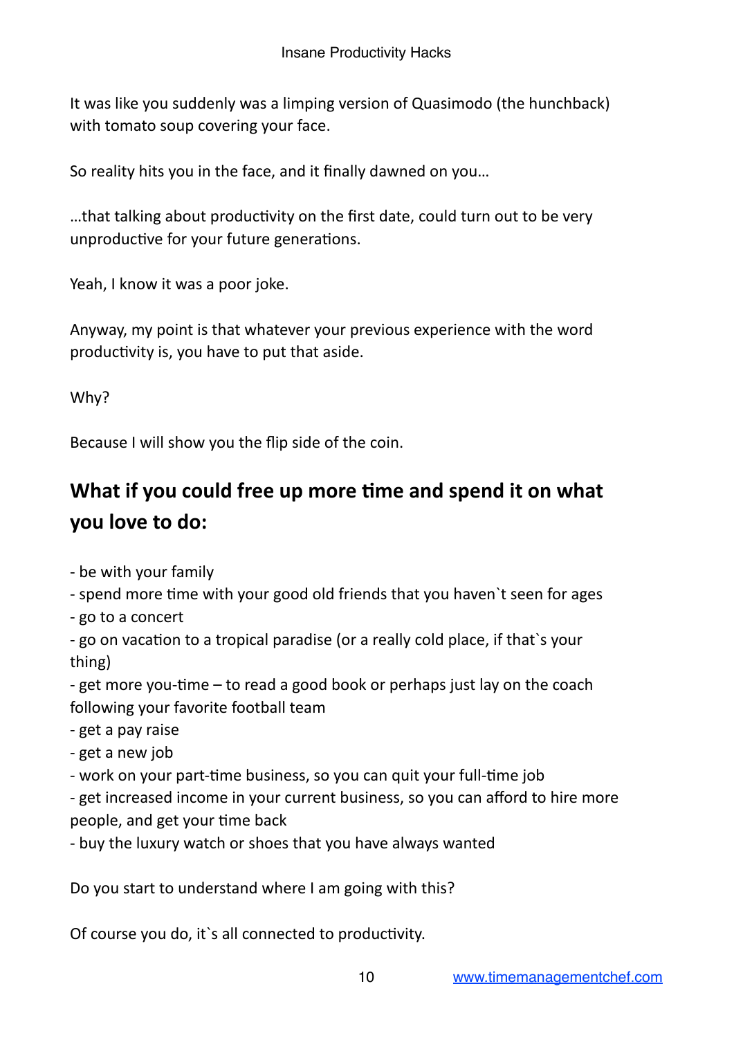It was like you suddenly was a limping version of Quasimodo (the hunchback) with tomato soup covering your face.

So reality hits you in the face, and it finally dawned on you…

…that talking about productivity on the first date, could turn out to be very unproductive for your future generations.

Yeah, I know it was a poor joke.

Anyway, my point is that whatever your previous experience with the word productivity is, you have to put that aside.

Why?

Because I will show you the flip side of the coin.

## What if you could free up more time and spend it on what you love to do:

- be with your family
- spend more time with your good old friends that you haven`t seen for ages
- go to a concert
- go on vacation to a tropical paradise (or a really cold place, if that`s your thing)
- get more you-time – to read a good book or perhaps just lay on the coach following your favorite football team
- get a pay raise
- get a new job
- work on your part-time business, so you can quit your full-time job
- get increased income in your current business, so you can afford to hire more people, and get your time back
- buy the luxury watch or shoes that you have always wanted

Do you start to understand where I am going with this?

Of course you do, it`s all connected to productivity.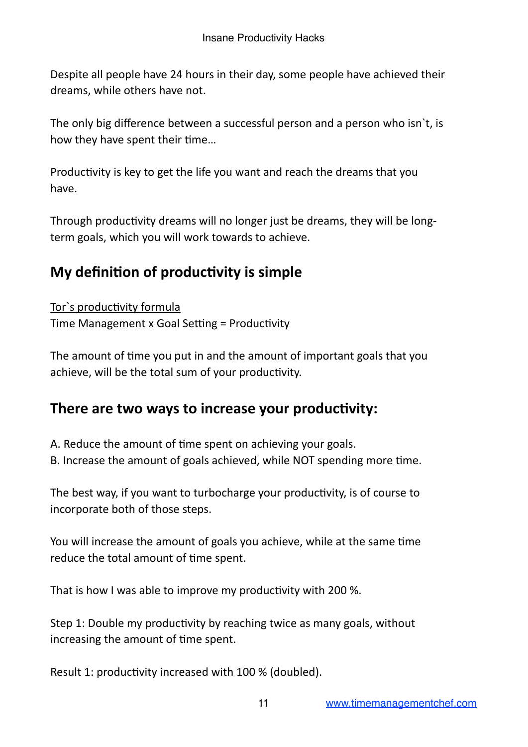Despite all people have 24 hours in their day, some people have achieved their dreams, while others have not.

The only big difference between a successful person and a person who isn`t, is how they have spent their time…

Productivity is key to get the life you want and reach the dreams that you have.

Through productivity dreams will no longer just be dreams, they will be long-term goals, which you will work towards to achieve.

## My definition of productivity is simple

<u>Tor`s productivity formula</u>
Time Management x Goal Setting = Productivity

The amount of time you put in and the amount of important goals that you achieve, will be the total sum of your productivity.

## There are two ways to increase your productivity:

A. Reduce the amount of time spent on achieving your goals.
B. Increase the amount of goals achieved, while NOT spending more time.

The best way, if you want to turbocharge your productivity, is of course to incorporate both of those steps.

You will increase the amount of goals you achieve, while at the same time reduce the total amount of time spent.

That is how I was able to improve my productivity with 200 %.

Step 1: Double my productivity by reaching twice as many goals, without increasing the amount of time spent.

Result 1: productivity increased with 100 % (doubled).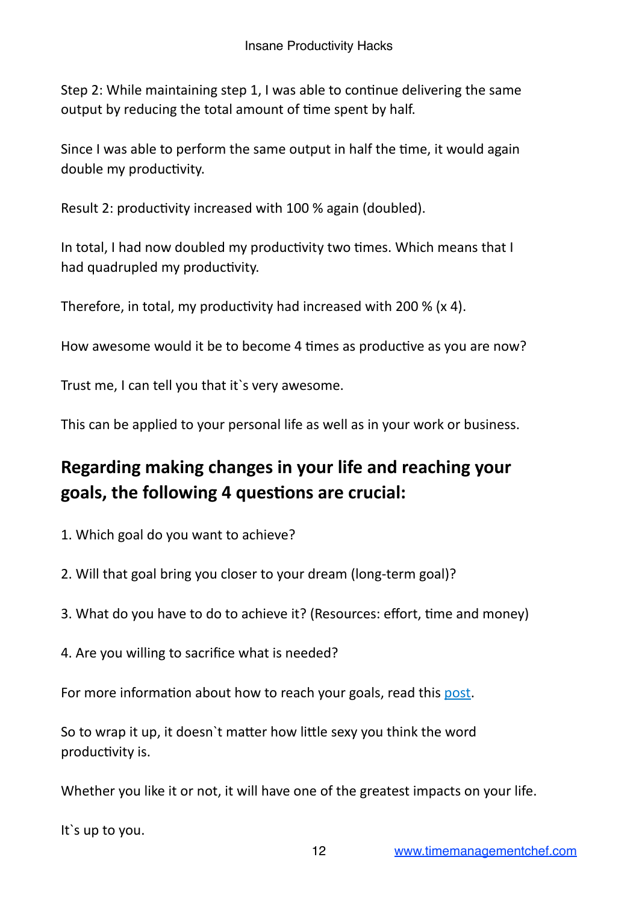Step 2: While maintaining step 1, I was able to continue delivering the same output by reducing the total amount of time spent by half.

Since I was able to perform the same output in half the time, it would again double my productivity.

Result 2: productivity increased with 100 % again (doubled).

In total, I had now doubled my productivity two times. Which means that I had quadrupled my productivity.

Therefore, in total, my productivity had increased with 200 % (x 4).

How awesome would it be to become 4 times as productive as you are now?

Trust me, I can tell you that it`s very awesome.

This can be applied to your personal life as well as in your work or business.

## Regarding making changes in your life and reaching your goals, the following 4 questions are crucial:

1. Which goal do you want to achieve?

2. Will that goal bring you closer to your dream (long-term goal)?

3. What do you have to do to achieve it? (Resources: effort, time and money)

4. Are you willing to sacrifice what is needed?

For more information about how to reach your goals, read this post.

So to wrap it up, it doesn`t matter how little sexy you think the word productivity is.

Whether you like it or not, it will have one of the greatest impacts on your life.

It`s up to you.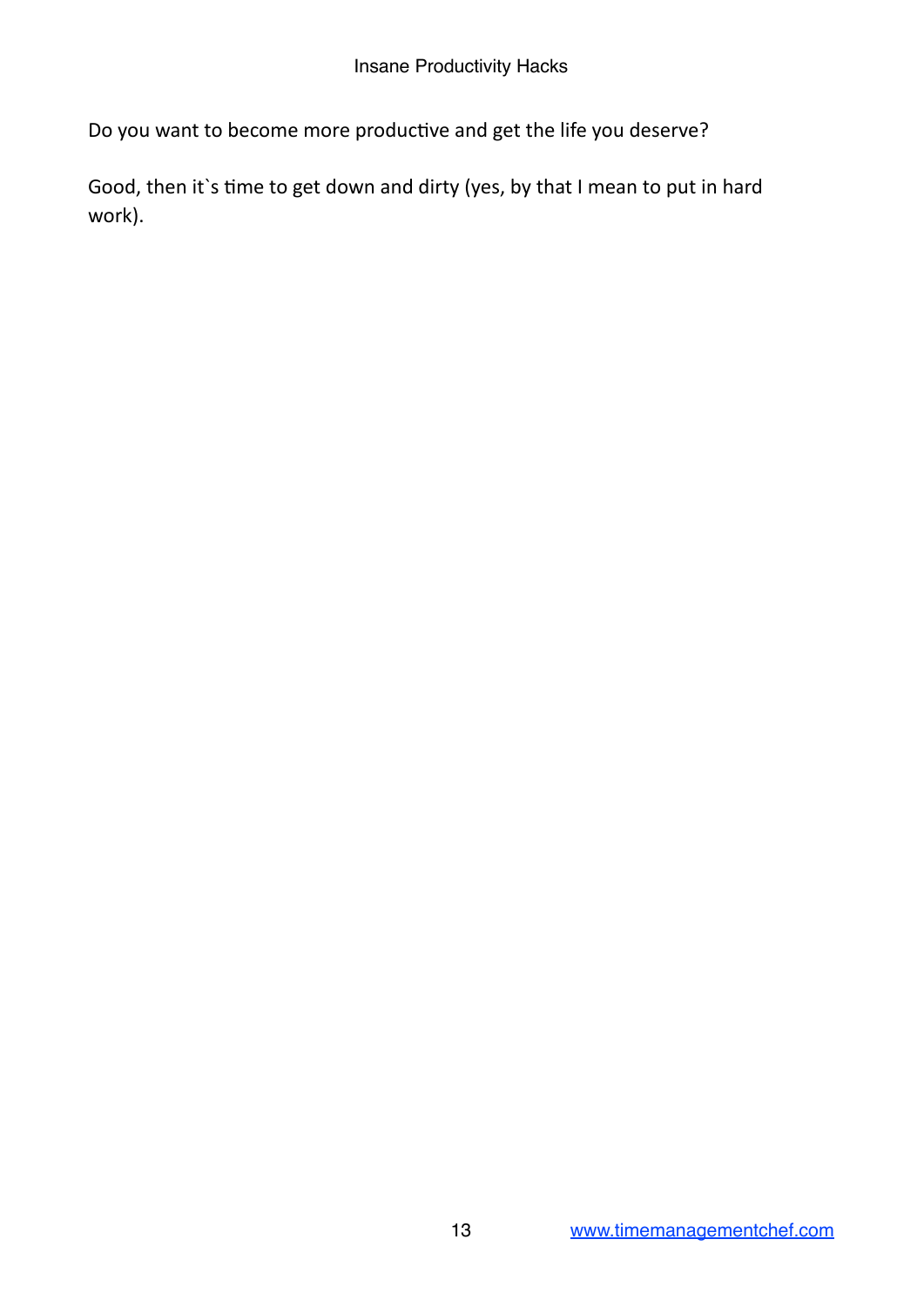Do you want to become more productive and get the life you deserve?

Good, then it`s time to get down and dirty (yes, by that I mean to put in hard work).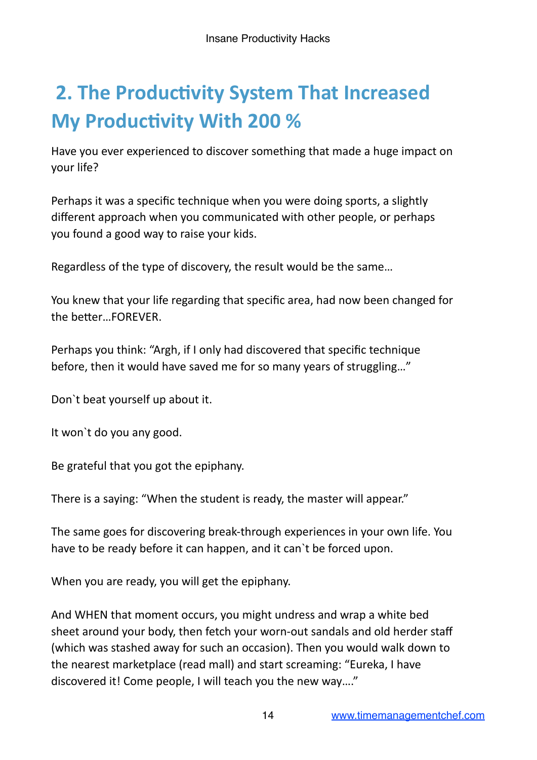## 2. The Productivity System That Increased My Productivity With 200 %

Have you ever experienced to discover something that made a huge impact on your life?

Perhaps it was a specific technique when you were doing sports, a slightly different approach when you communicated with other people, or perhaps you found a good way to raise your kids.

Regardless of the type of discovery, the result would be the same…

You knew that your life regarding that specific area, had now been changed for the better…FOREVER.

Perhaps you think: "Argh, if I only had discovered that specific technique before, then it would have saved me for so many years of struggling…"

Don`t beat yourself up about it.

It won`t do you any good.

Be grateful that you got the epiphany.

There is a saying: "When the student is ready, the master will appear."

The same goes for discovering break-through experiences in your own life. You have to be ready before it can happen, and it can`t be forced upon.

When you are ready, you will get the epiphany.

And WHEN that moment occurs, you might undress and wrap a white bed sheet around your body, then fetch your worn-out sandals and old herder staff (which was stashed away for such an occasion). Then you would walk down to the nearest marketplace (read mall) and start screaming: "Eureka, I have discovered it! Come people, I will teach you the new way…."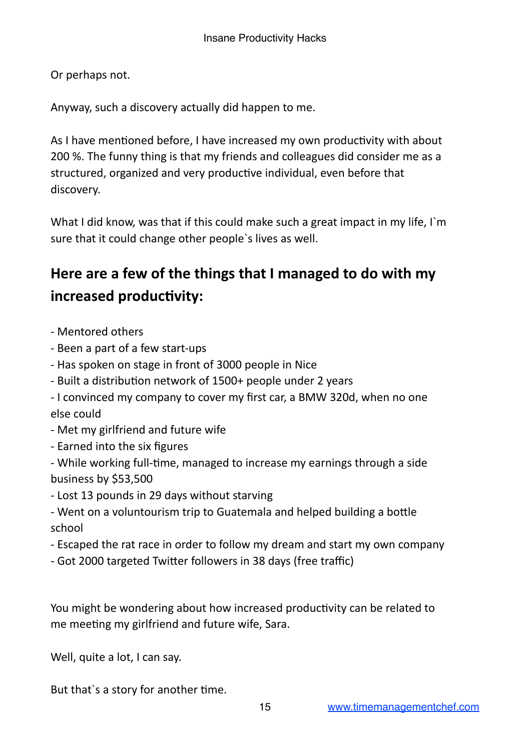Or perhaps not.

Anyway, such a discovery actually did happen to me.

As I have mentioned before, I have increased my own productivity with about 200 %. The funny thing is that my friends and colleagues did consider me as a structured, organized and very productive individual, even before that discovery.

What I did know, was that if this could make such a great impact in my life, I`m sure that it could change other people`s lives as well.

## Here are a few of the things that I managed to do with my increased productivity:

- Mentored others
- Been a part of a few start-ups
- Has spoken on stage in front of 3000 people in Nice
- Built a distribution network of 1500+ people under 2 years
- I convinced my company to cover my first car, a BMW 320d, when no one else could
- Met my girlfriend and future wife
- Earned into the six figures
- While working full-time, managed to increase my earnings through a side business by $53,500
- Lost 13 pounds in 29 days without starving
- Went on a voluntourism trip to Guatemala and helped building a bottle school
- Escaped the rat race in order to follow my dream and start my own company
- Got 2000 targeted Twitter followers in 38 days (free traffic)

You might be wondering about how increased productivity can be related to me meeting my girlfriend and future wife, Sara.

Well, quite a lot, I can say.

But that`s a story for another time.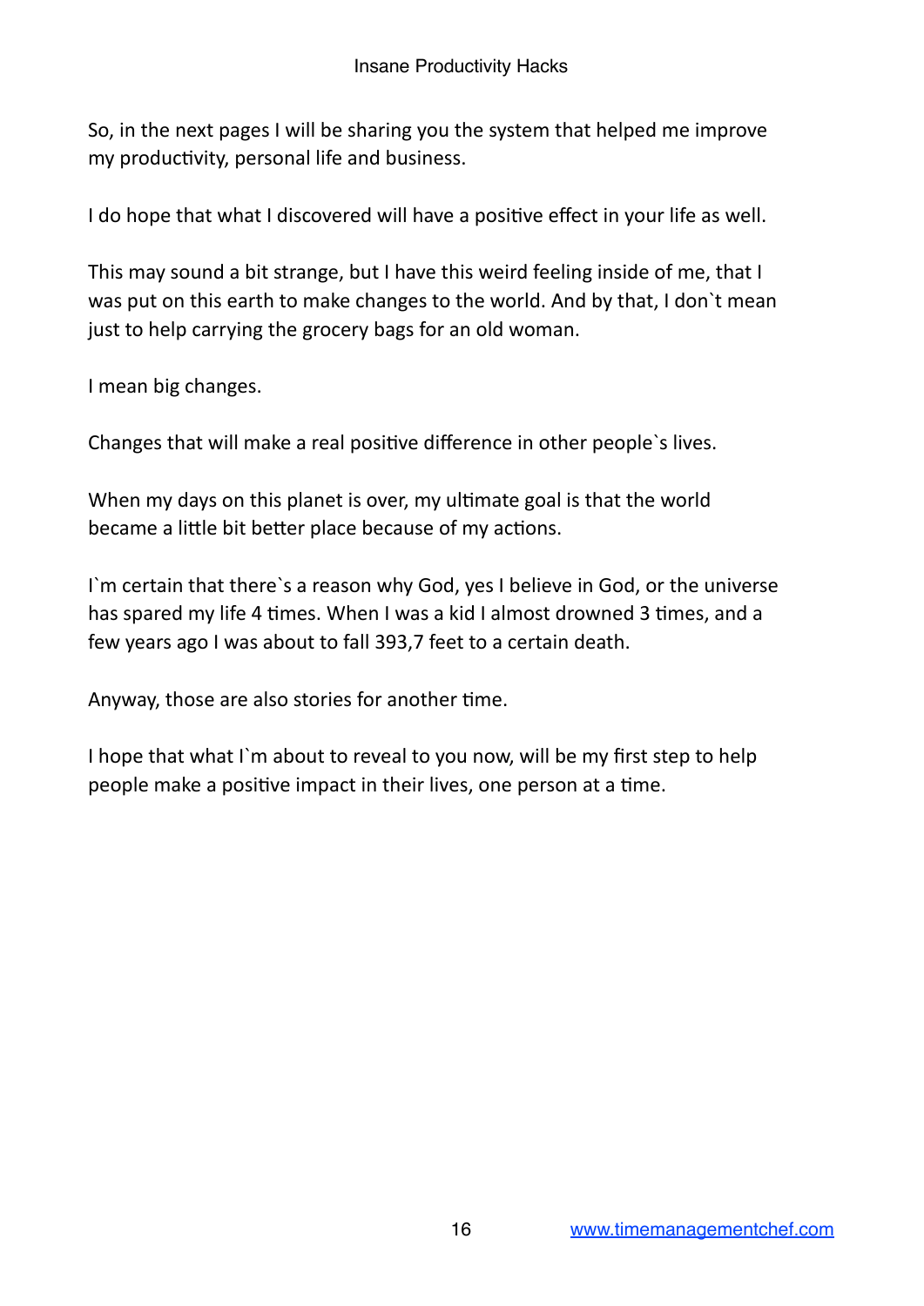So, in the next pages I will be sharing you the system that helped me improve my productivity, personal life and business.

I do hope that what I discovered will have a positive effect in your life as well.

This may sound a bit strange, but I have this weird feeling inside of me, that I was put on this earth to make changes to the world. And by that, I don`t mean just to help carrying the grocery bags for an old woman.

I mean big changes.

Changes that will make a real positive difference in other people`s lives.

When my days on this planet is over, my ultimate goal is that the world became a little bit better place because of my actions.

I`m certain that there`s a reason why God, yes I believe in God, or the universe has spared my life 4 times. When I was a kid I almost drowned 3 times, and a few years ago I was about to fall 393,7 feet to a certain death.

Anyway, those are also stories for another time.

I hope that what I`m about to reveal to you now, will be my first step to help people make a positive impact in their lives, one person at a time.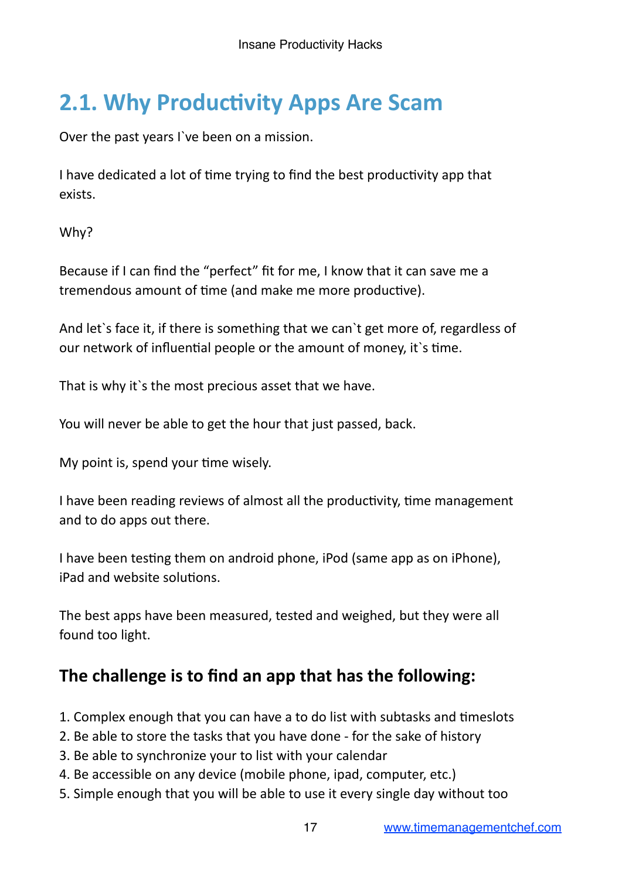## 2.1. Why Productivity Apps Are Scam

Over the past years I`ve been on a mission.

I have dedicated a lot of time trying to find the best productivity app that exists.

Why?

Because if I can find the "perfect" fit for me, I know that it can save me a tremendous amount of time (and make me more productive).

And let`s face it, if there is something that we can`t get more of, regardless of our network of influential people or the amount of money, it`s time.

That is why it`s the most precious asset that we have.

You will never be able to get the hour that just passed, back.

My point is, spend your time wisely.

I have been reading reviews of almost all the productivity, time management and to do apps out there.

I have been testing them on android phone, iPod (same app as on iPhone), iPad and website solutions.

The best apps have been measured, tested and weighed, but they were all found too light.

### The challenge is to find an app that has the following:

1. Complex enough that you can have a to do list with subtasks and timeslots
2. Be able to store the tasks that you have done - for the sake of history
3. Be able to synchronize your to list with your calendar
4. Be accessible on any device (mobile phone, ipad, computer, etc.)
5. Simple enough that you will be able to use it every single day without too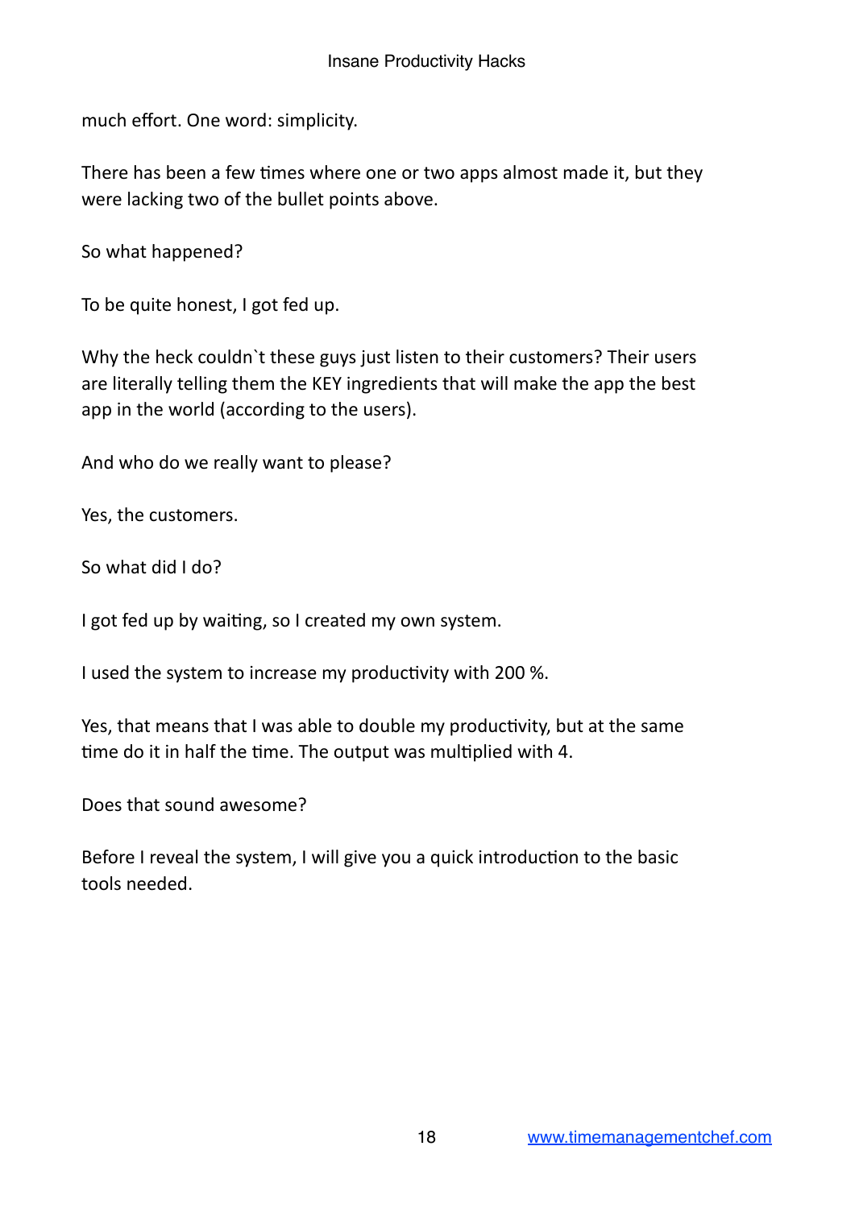much effort. One word: simplicity.

There has been a few times where one or two apps almost made it, but they were lacking two of the bullet points above.

So what happened?

To be quite honest, I got fed up.

Why the heck couldn`t these guys just listen to their customers? Their users are literally telling them the KEY ingredients that will make the app the best app in the world (according to the users).

And who do we really want to please?

Yes, the customers.

So what did I do?

I got fed up by waiting, so I created my own system.

I used the system to increase my productivity with 200 %.

Yes, that means that I was able to double my productivity, but at the same time do it in half the time. The output was multiplied with 4.

Does that sound awesome?

Before I reveal the system, I will give you a quick introduction to the basic tools needed.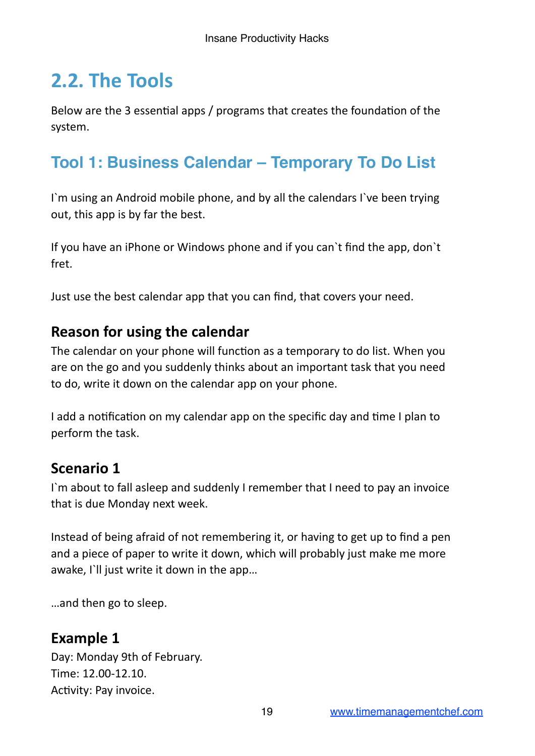## 2.2. The Tools

Below are the 3 essential apps / programs that creates the foundation of the system.

### Tool 1: Business Calendar – Temporary To Do List

I`m using an Android mobile phone, and by all the calendars I`ve been trying out, this app is by far the best.

If you have an iPhone or Windows phone and if you can`t find the app, don`t fret.

Just use the best calendar app that you can find, that covers your need.

#### Reason for using the calendar

The calendar on your phone will function as a temporary to do list. When you are on the go and you suddenly thinks about an important task that you need to do, write it down on the calendar app on your phone.

I add a notification on my calendar app on the specific day and time I plan to perform the task.

#### Scenario 1

I`m about to fall asleep and suddenly I remember that I need to pay an invoice that is due Monday next week.

Instead of being afraid of not remembering it, or having to get up to find a pen and a piece of paper to write it down, which will probably just make me more awake, I`ll just write it down in the app…

…and then go to sleep.

#### Example 1

Day: Monday 9th of February.
Time: 12.00-12.10.
Activity: Pay invoice.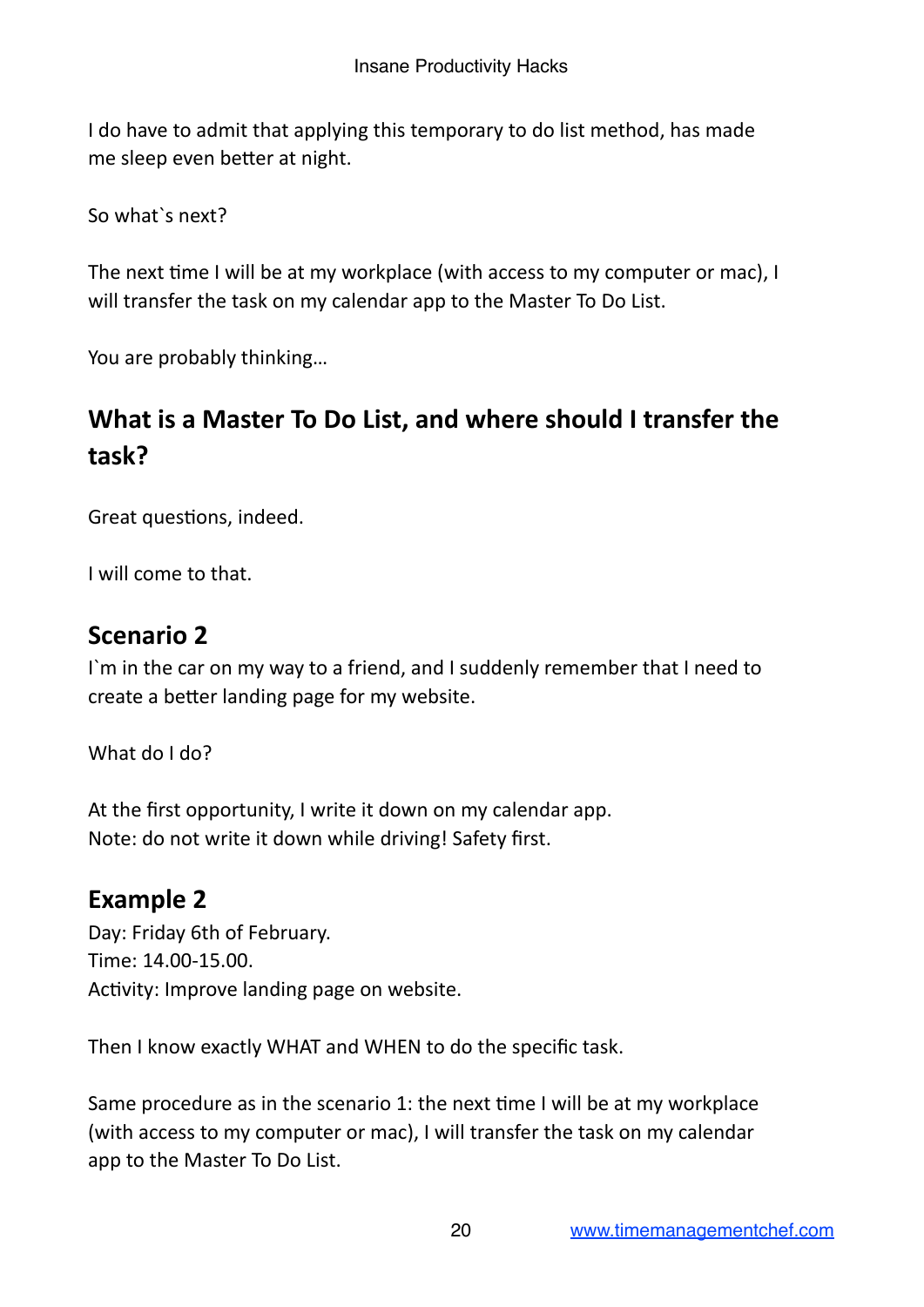I do have to admit that applying this temporary to do list method, has made me sleep even better at night.

So what`s next?

The next time I will be at my workplace (with access to my computer or mac), I will transfer the task on my calendar app to the Master To Do List.

You are probably thinking…

## What is a Master To Do List, and where should I transfer the task?

Great questions, indeed.

I will come to that.

### Scenario 2

I`m in the car on my way to a friend, and I suddenly remember that I need to create a better landing page for my website.

What do I do?

At the first opportunity, I write it down on my calendar app.
Note: do not write it down while driving! Safety first.

### Example 2

Day: Friday 6th of February.
Time: 14.00-15.00.
Activity: Improve landing page on website.

Then I know exactly WHAT and WHEN to do the specific task.

Same procedure as in the scenario 1: the next time I will be at my workplace (with access to my computer or mac), I will transfer the task on my calendar app to the Master To Do List.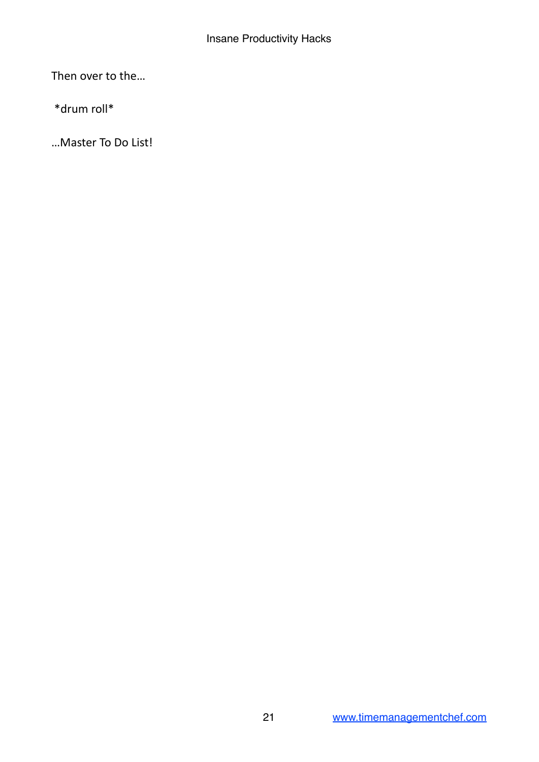Then over to the…

*drum roll*

…Master To Do List!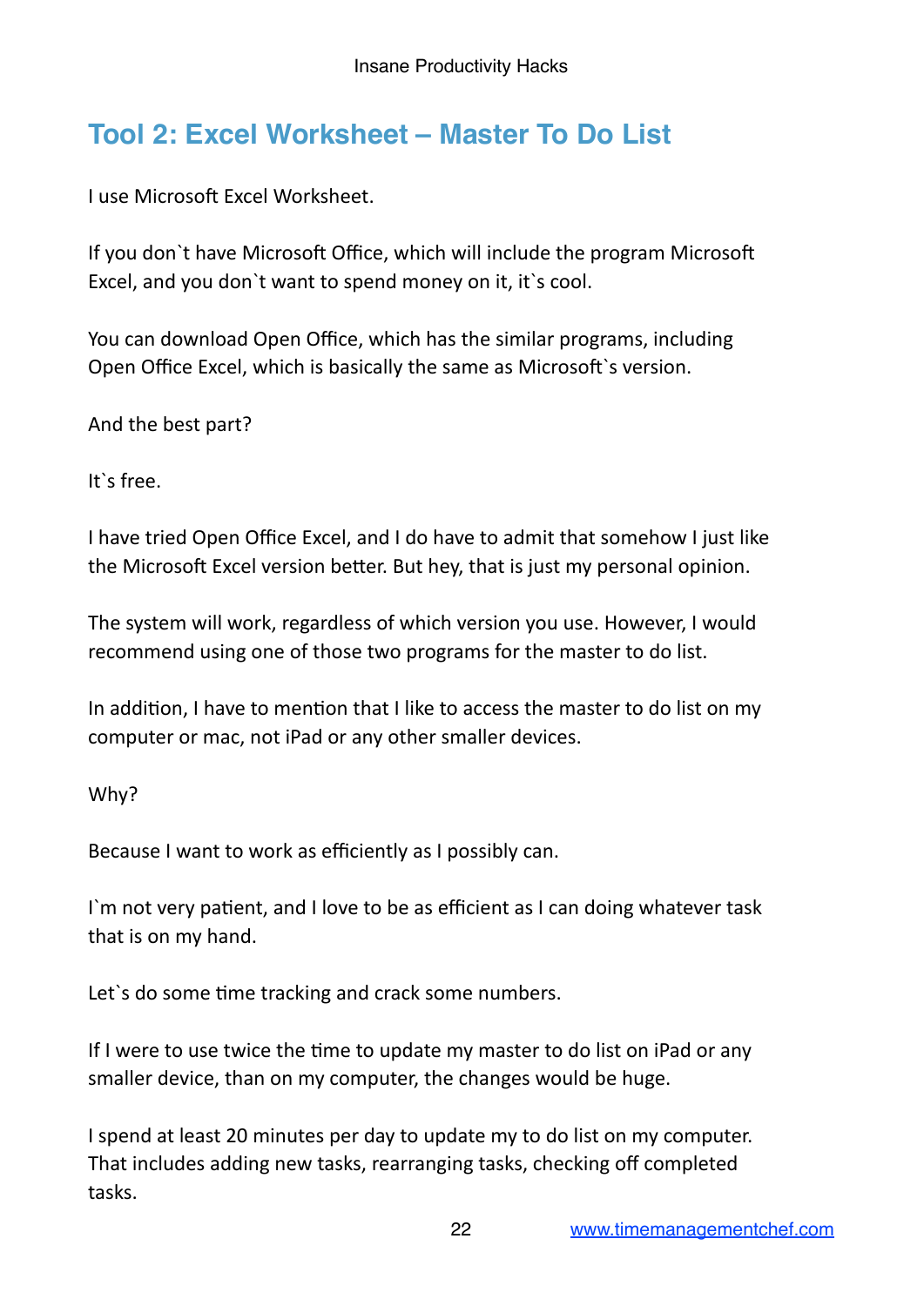## Tool 2: Excel Worksheet – Master To Do List

I use Microsoft Excel Worksheet.

If you don`t have Microsoft Office, which will include the program Microsoft Excel, and you don`t want to spend money on it, it`s cool.

You can download Open Office, which has the similar programs, including Open Office Excel, which is basically the same as Microsoft`s version.

And the best part?

It`s free.

I have tried Open Office Excel, and I do have to admit that somehow I just like the Microsoft Excel version better. But hey, that is just my personal opinion.

The system will work, regardless of which version you use. However, I would recommend using one of those two programs for the master to do list.

In addition, I have to mention that I like to access the master to do list on my computer or mac, not iPad or any other smaller devices.

Why?

Because I want to work as efficiently as I possibly can.

I`m not very patient, and I love to be as efficient as I can doing whatever task that is on my hand.

Let`s do some time tracking and crack some numbers.

If I were to use twice the time to update my master to do list on iPad or any smaller device, than on my computer, the changes would be huge.

I spend at least 20 minutes per day to update my to do list on my computer. That includes adding new tasks, rearranging tasks, checking off completed tasks.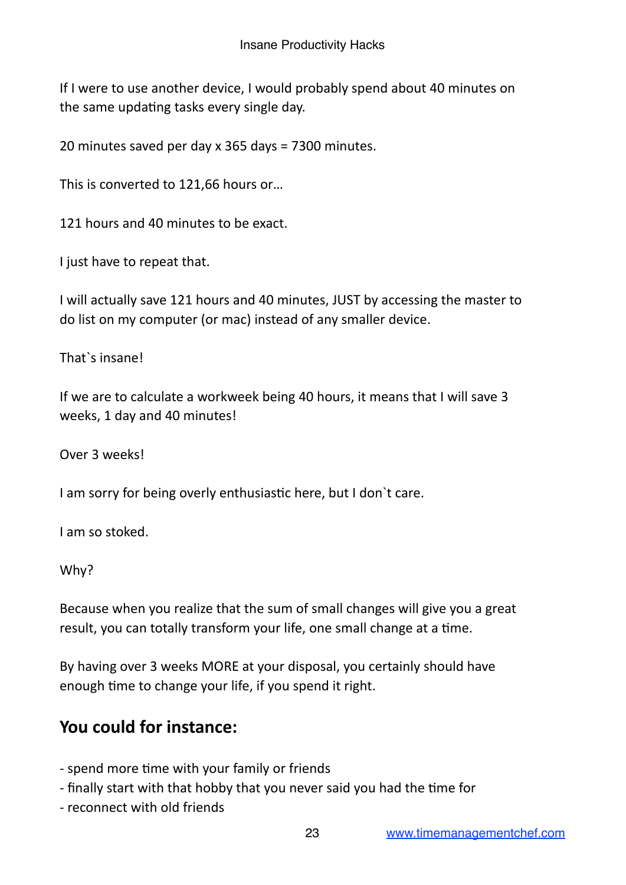If I were to use another device, I would probably spend about 40 minutes on the same updating tasks every single day.

20 minutes saved per day x 365 days = 7300 minutes.

This is converted to 121,66 hours or…

121 hours and 40 minutes to be exact.

I just have to repeat that.

I will actually save 121 hours and 40 minutes, JUST by accessing the master to do list on my computer (or mac) instead of any smaller device.

That`s insane!

If we are to calculate a workweek being 40 hours, it means that I will save 3 weeks, 1 day and 40 minutes!

Over 3 weeks!

I am sorry for being overly enthusiastic here, but I don`t care.

I am so stoked.

Why?

Because when you realize that the sum of small changes will give you a great result, you can totally transform your life, one small change at a time.

By having over 3 weeks MORE at your disposal, you certainly should have enough time to change your life, if you spend it right.

## You could for instance:

- spend more time with your family or friends
- finally start with that hobby that you never said you had the time for
- reconnect with old friends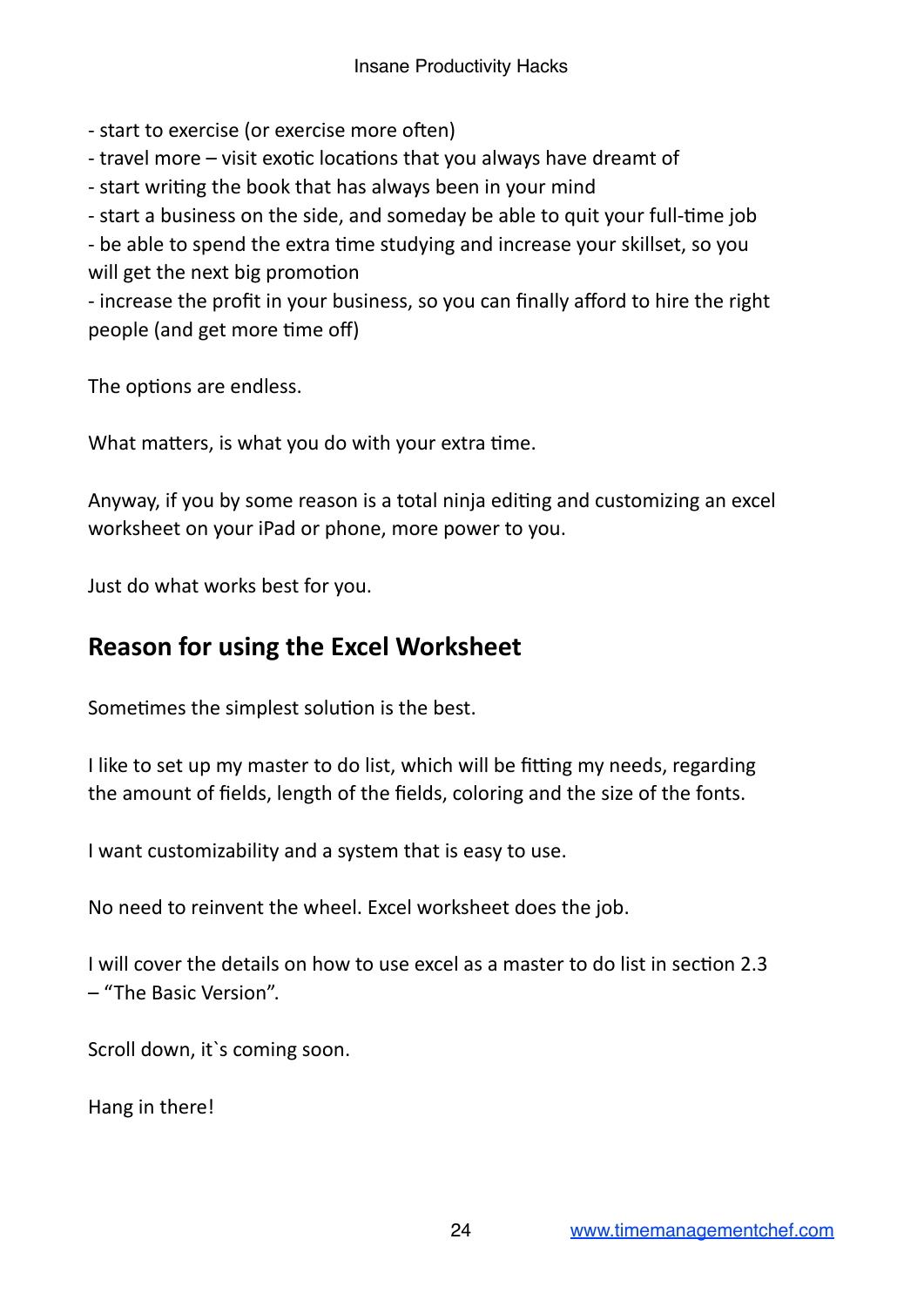- start to exercise (or exercise more often)
- travel more – visit exotic locations that you always have dreamt of
- start writing the book that has always been in your mind
- start a business on the side, and someday be able to quit your full-time job
- be able to spend the extra time studying and increase your skillset, so you will get the next big promotion
- increase the profit in your business, so you can finally afford to hire the right people (and get more time off)

The options are endless.

What matters, is what you do with your extra time.

Anyway, if you by some reason is a total ninja editing and customizing an excel worksheet on your iPad or phone, more power to you.

Just do what works best for you.

## Reason for using the Excel Worksheet

Sometimes the simplest solution is the best.

I like to set up my master to do list, which will be fitting my needs, regarding the amount of fields, length of the fields, coloring and the size of the fonts.

I want customizability and a system that is easy to use.

No need to reinvent the wheel. Excel worksheet does the job.

I will cover the details on how to use excel as a master to do list in section 2.3 – "The Basic Version".

Scroll down, it`s coming soon.

Hang in there!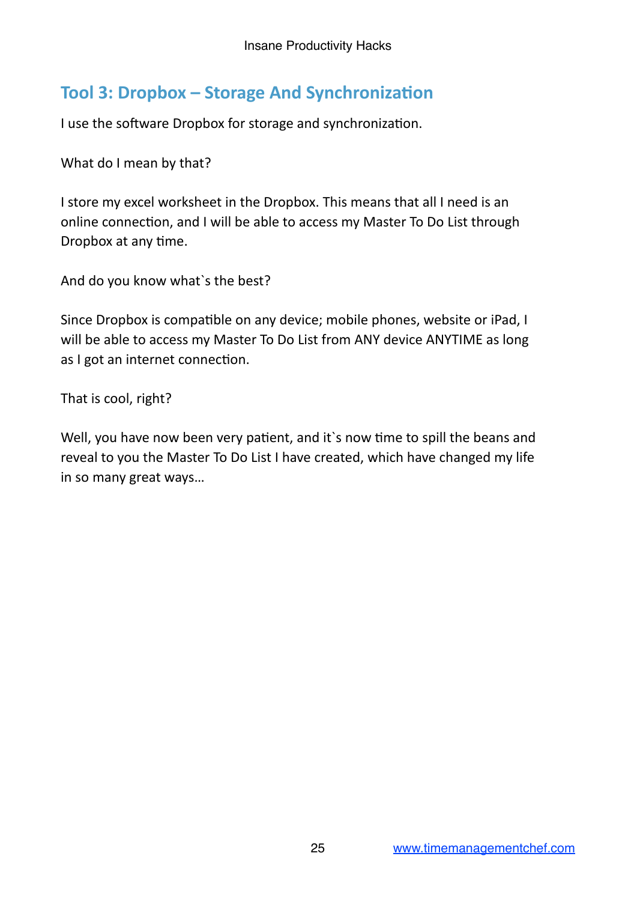## Tool 3: Dropbox – Storage And Synchronization

I use the software Dropbox for storage and synchronization.

What do I mean by that?

I store my excel worksheet in the Dropbox. This means that all I need is an online connection, and I will be able to access my Master To Do List through Dropbox at any time.

And do you know what`s the best?

Since Dropbox is compatible on any device; mobile phones, website or iPad, I will be able to access my Master To Do List from ANY device ANYTIME as long as I got an internet connection.

That is cool, right?

Well, you have now been very patient, and it`s now time to spill the beans and reveal to you the Master To Do List I have created, which have changed my life in so many great ways…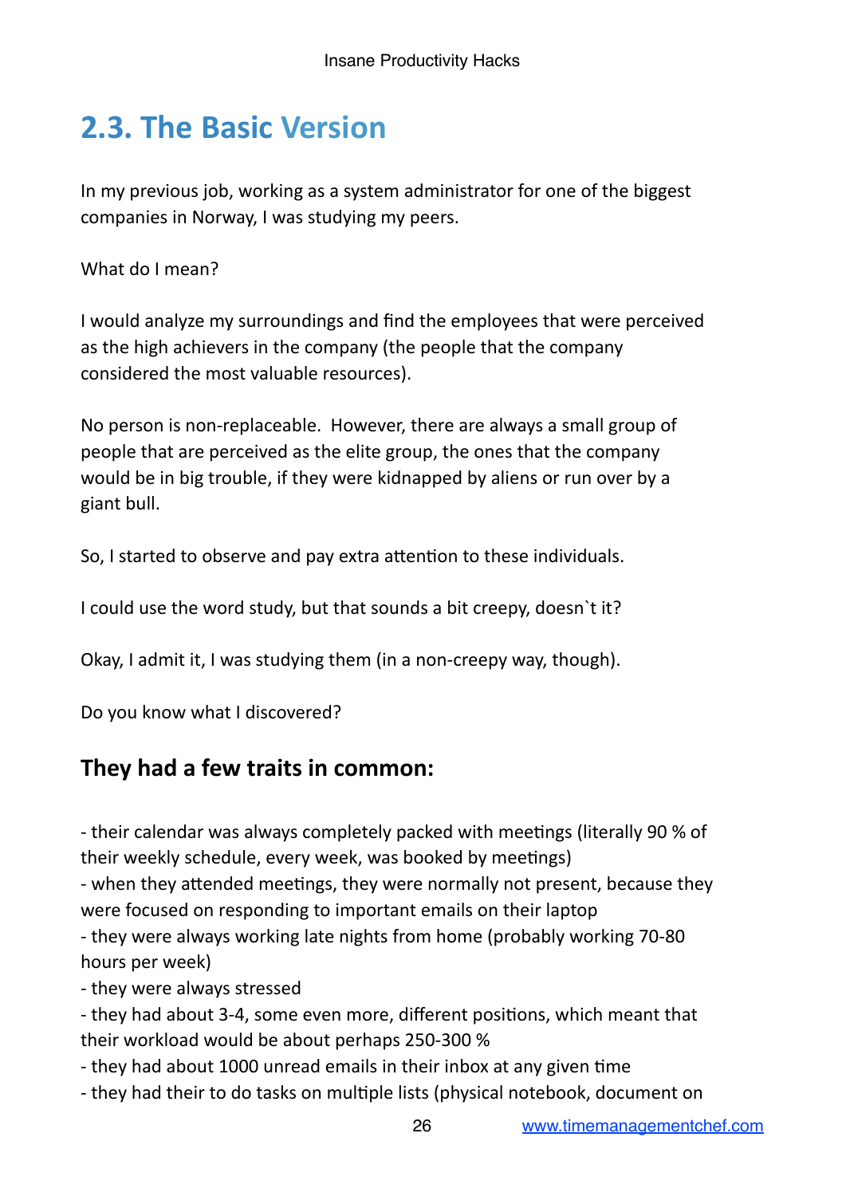## 2.3. The Basic Version

In my previous job, working as a system administrator for one of the biggest companies in Norway, I was studying my peers.

What do I mean?

I would analyze my surroundings and find the employees that were perceived as the high achievers in the company (the people that the company considered the most valuable resources).

No person is non-replaceable.  However, there are always a small group of people that are perceived as the elite group, the ones that the company would be in big trouble, if they were kidnapped by aliens or run over by a giant bull.

So, I started to observe and pay extra attention to these individuals.

I could use the word study, but that sounds a bit creepy, doesn`t it?

Okay, I admit it, I was studying them (in a non-creepy way, though).

Do you know what I discovered?

### They had a few traits in common:

- their calendar was always completely packed with meetings (literally 90 % of their weekly schedule, every week, was booked by meetings)
- when they attended meetings, they were normally not present, because they were focused on responding to important emails on their laptop
- they were always working late nights from home (probably working 70-80 hours per week)
- they were always stressed
- they had about 3-4, some even more, different positions, which meant that their workload would be about perhaps 250-300 %
- they had about 1000 unread emails in their inbox at any given time
- they had their to do tasks on multiple lists (physical notebook, document on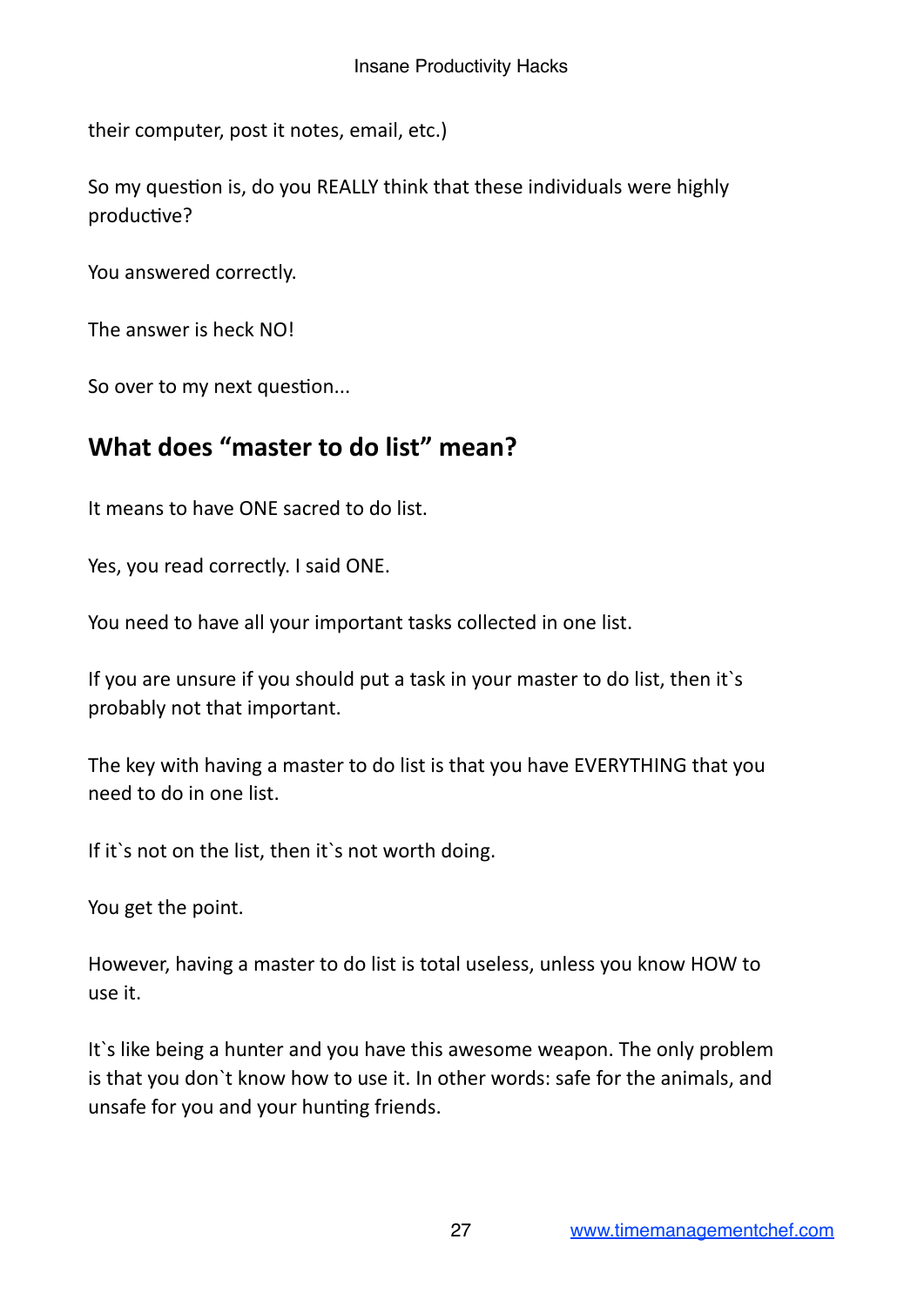their computer, post it notes, email, etc.)

So my question is, do you REALLY think that these individuals were highly productive?

You answered correctly.

The answer is heck NO!

So over to my next question...

## What does "master to do list" mean?

It means to have ONE sacred to do list.

Yes, you read correctly. I said ONE.

You need to have all your important tasks collected in one list.

If you are unsure if you should put a task in your master to do list, then it`s probably not that important.

The key with having a master to do list is that you have EVERYTHING that you need to do in one list.

If it`s not on the list, then it`s not worth doing.

You get the point.

However, having a master to do list is total useless, unless you know HOW to use it.

It`s like being a hunter and you have this awesome weapon. The only problem is that you don`t know how to use it. In other words: safe for the animals, and unsafe for you and your hunting friends.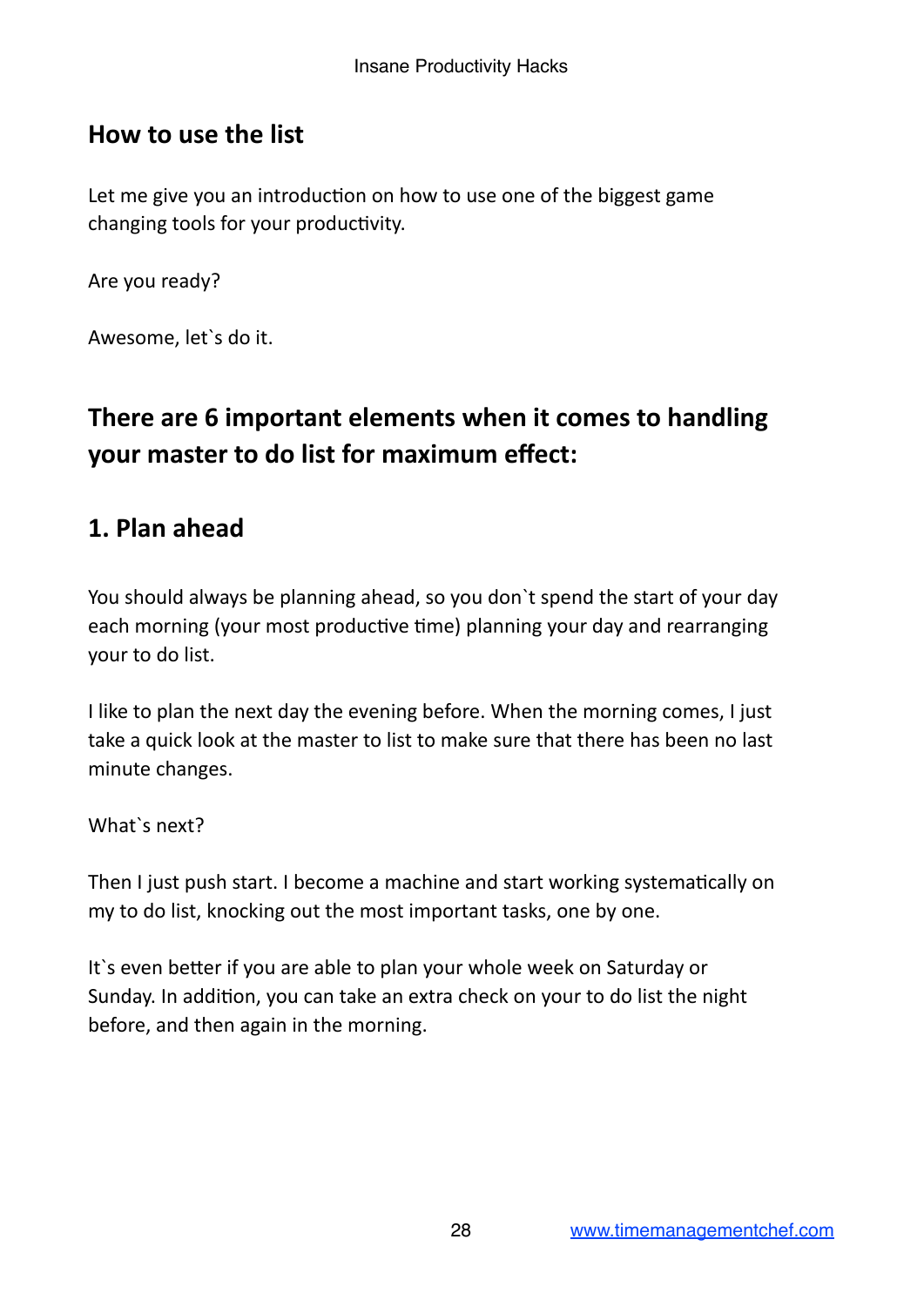## How to use the list

Let me give you an introduction on how to use one of the biggest game changing tools for your productivity.

Are you ready?

Awesome, let`s do it.

## There are 6 important elements when it comes to handling your master to do list for maximum effect:

### 1. Plan ahead

You should always be planning ahead, so you don`t spend the start of your day each morning (your most productive time) planning your day and rearranging your to do list.

I like to plan the next day the evening before. When the morning comes, I just take a quick look at the master to list to make sure that there has been no last minute changes.

What`s next?

Then I just push start. I become a machine and start working systematically on my to do list, knocking out the most important tasks, one by one.

It`s even better if you are able to plan your whole week on Saturday or Sunday. In addition, you can take an extra check on your to do list the night before, and then again in the morning.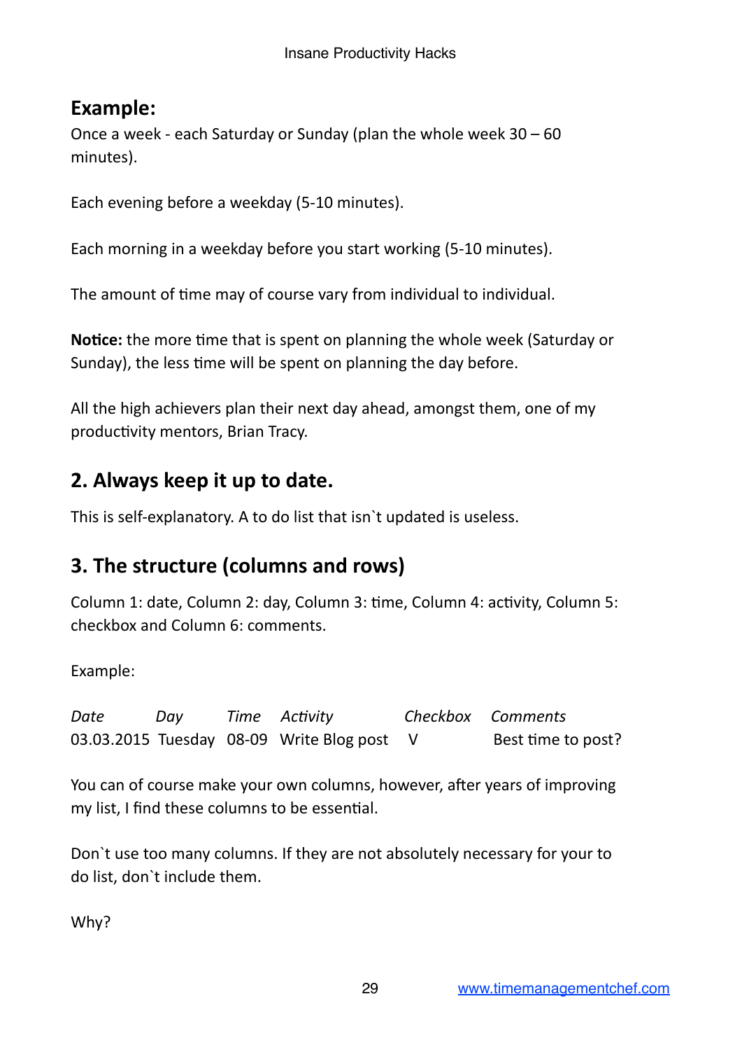## Example:

Once a week - each Saturday or Sunday (plan the whole week 30 – 60 minutes).

Each evening before a weekday (5-10 minutes).

Each morning in a weekday before you start working (5-10 minutes).

The amount of time may of course vary from individual to individual.

**Notice:** the more time that is spent on planning the whole week (Saturday or Sunday), the less time will be spent on planning the day before.

All the high achievers plan their next day ahead, amongst them, one of my productivity mentors, Brian Tracy.

## 2. Always keep it up to date.

This is self-explanatory. A to do list that isn`t updated is useless.

## 3. The structure (columns and rows)

Column 1: date, Column 2: day, Column 3: time, Column 4: activity, Column 5: checkbox and Column 6: comments.

Example:

| *Date* | *Day* | *Time* | *Activity* | *Checkbox* | *Comments* |
|---|---|---|---|---|---|
| 03.03.2015 | Tuesday | 08-09 | Write Blog post | V | Best time to post? |

You can of course make your own columns, however, after years of improving my list, I find these columns to be essential.

Don`t use too many columns. If they are not absolutely necessary for your to do list, don`t include them.

Why?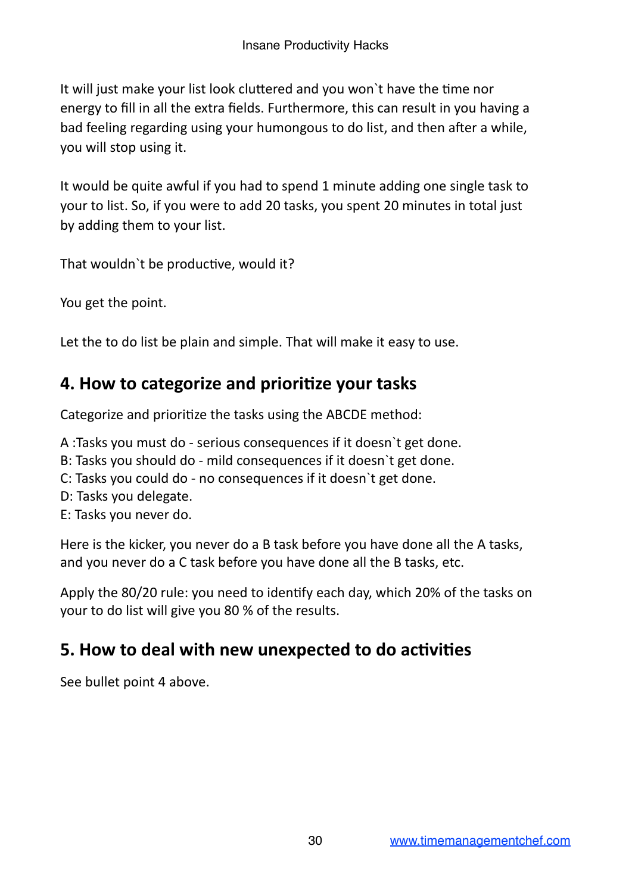It will just make your list look cluttered and you won`t have the time nor energy to fill in all the extra fields. Furthermore, this can result in you having a bad feeling regarding using your humongous to do list, and then after a while, you will stop using it.

It would be quite awful if you had to spend 1 minute adding one single task to your to list. So, if you were to add 20 tasks, you spent 20 minutes in total just by adding them to your list.

That wouldn`t be productive, would it?

You get the point.

Let the to do list be plain and simple. That will make it easy to use.

## 4. How to categorize and prioritize your tasks

Categorize and prioritize the tasks using the ABCDE method:

A :Tasks you must do - serious consequences if it doesn`t get done.
B: Tasks you should do - mild consequences if it doesn`t get done.
C: Tasks you could do - no consequences if it doesn`t get done.
D: Tasks you delegate.
E: Tasks you never do.

Here is the kicker, you never do a B task before you have done all the A tasks, and you never do a C task before you have done all the B tasks, etc.

Apply the 80/20 rule: you need to identify each day, which 20% of the tasks on your to do list will give you 80 % of the results.

## 5. How to deal with new unexpected to do activities

See bullet point 4 above.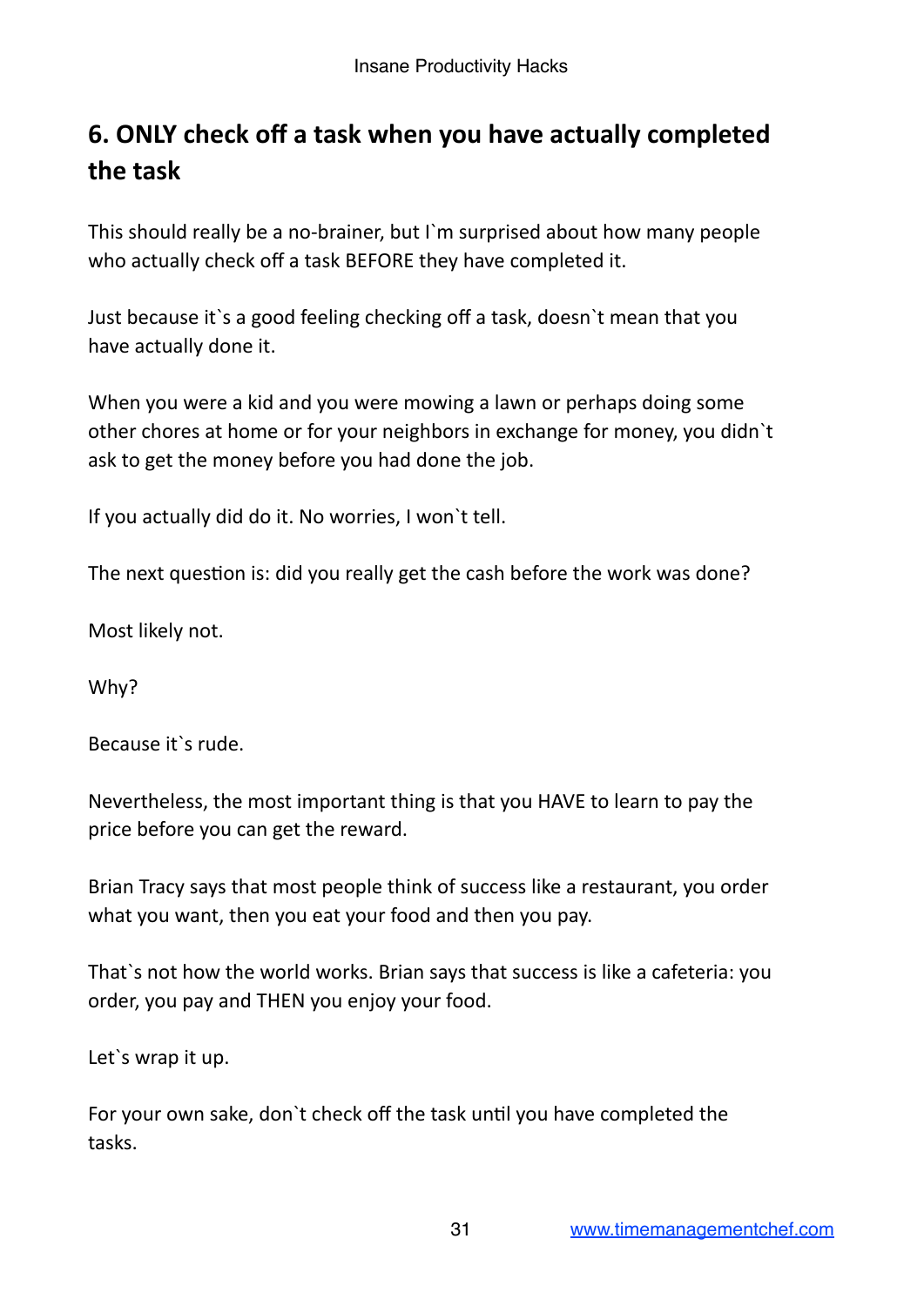## 6. ONLY check off a task when you have actually completed the task

This should really be a no-brainer, but I`m surprised about how many people who actually check off a task BEFORE they have completed it.

Just because it`s a good feeling checking off a task, doesn`t mean that you have actually done it.

When you were a kid and you were mowing a lawn or perhaps doing some other chores at home or for your neighbors in exchange for money, you didn`t ask to get the money before you had done the job.

If you actually did do it. No worries, I won`t tell.

The next question is: did you really get the cash before the work was done?

Most likely not.

Why?

Because it`s rude.

Nevertheless, the most important thing is that you HAVE to learn to pay the price before you can get the reward.

Brian Tracy says that most people think of success like a restaurant, you order what you want, then you eat your food and then you pay.

That`s not how the world works. Brian says that success is like a cafeteria: you order, you pay and THEN you enjoy your food.

Let`s wrap it up.

For your own sake, don`t check off the task until you have completed the tasks.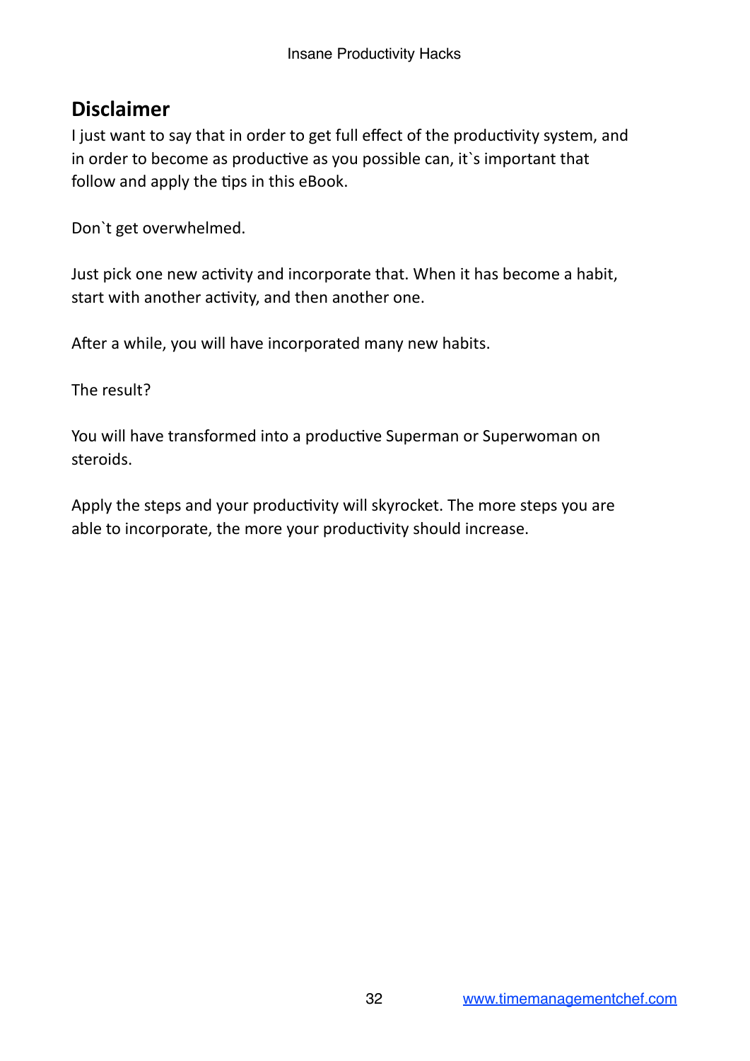## Disclaimer

I just want to say that in order to get full effect of the productivity system, and in order to become as productive as you possible can, it`s important that follow and apply the tips in this eBook.

Don`t get overwhelmed.

Just pick one new activity and incorporate that. When it has become a habit, start with another activity, and then another one.

After a while, you will have incorporated many new habits.

The result?

You will have transformed into a productive Superman or Superwoman on steroids.

Apply the steps and your productivity will skyrocket. The more steps you are able to incorporate, the more your productivity should increase.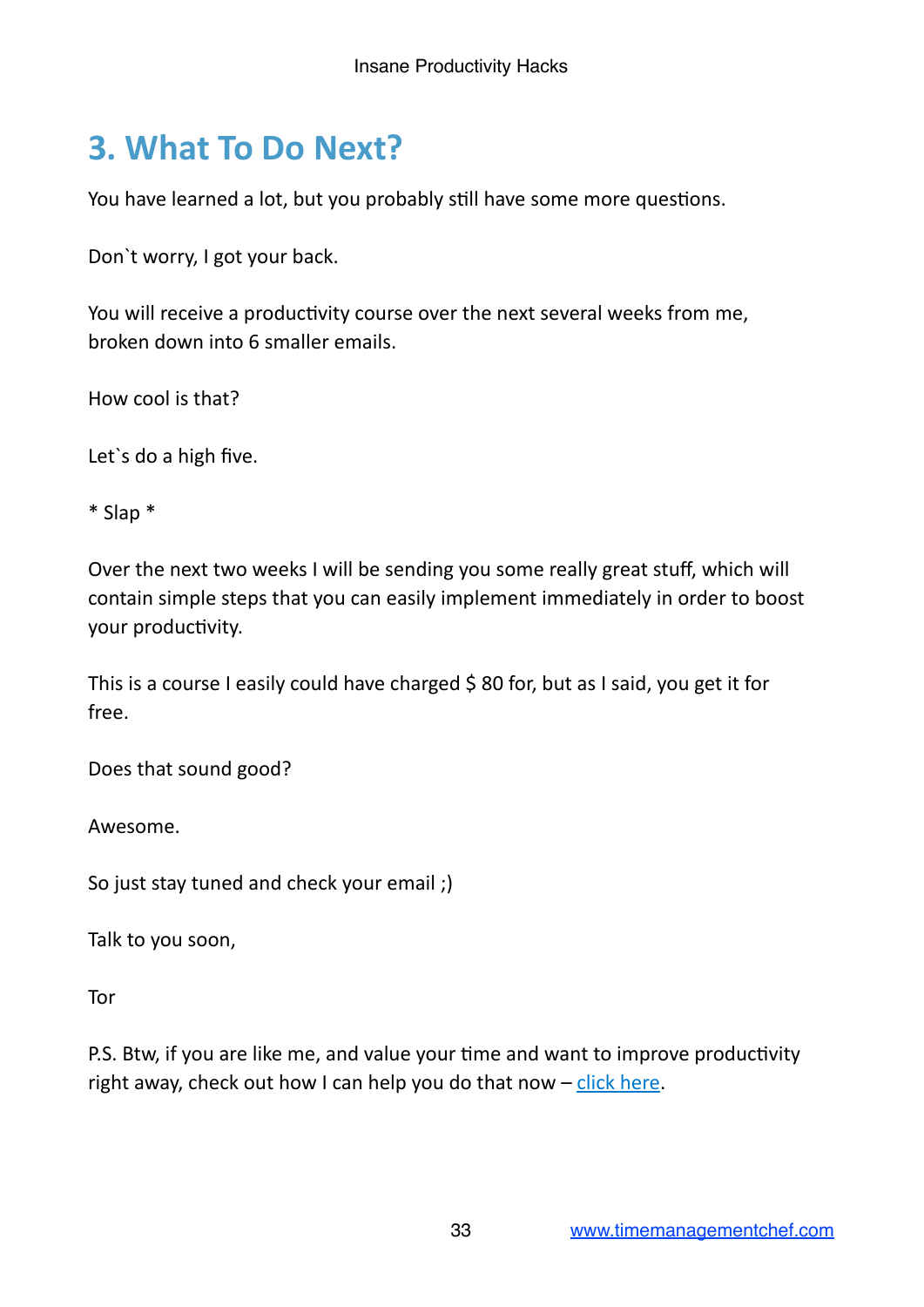## 3. What To Do Next?

You have learned a lot, but you probably still have some more questions.

Don`t worry, I got your back.

You will receive a productivity course over the next several weeks from me, broken down into 6 smaller emails.

How cool is that?

Let`s do a high five.

* Slap *

Over the next two weeks I will be sending you some really great stuff, which will contain simple steps that you can easily implement immediately in order to boost your productivity.

This is a course I easily could have charged $ 80 for, but as I said, you get it for free.

Does that sound good?

Awesome.

So just stay tuned and check your email ;)

Talk to you soon,

Tor

P.S. Btw, if you are like me, and value your time and want to improve productivity right away, check out how I can help you do that now – click here.